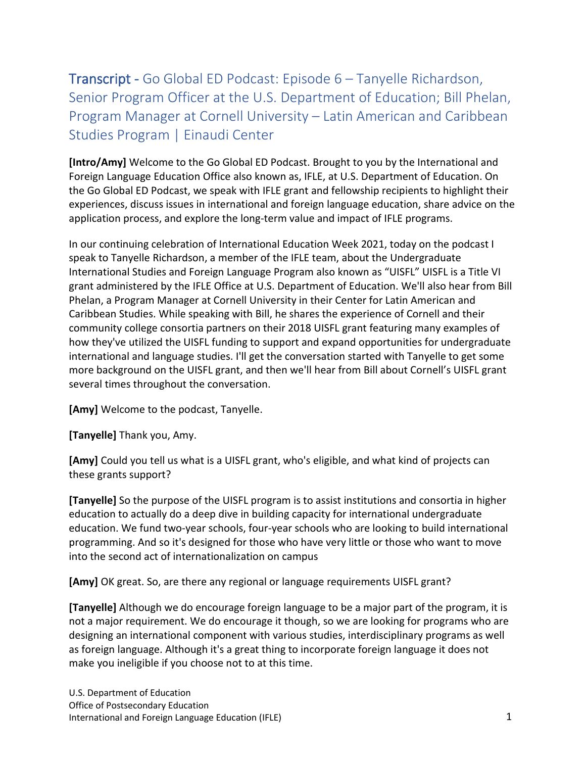# Transcript - Go Global ED Podcast: Episode 6 – Tanyelle Richardson, Senior Program Officer at the U.S. Department of Education; Bill Phelan, Program Manager at Cornell University – Latin American and Caribbean Studies Program | Einaudi Center

**[Intro/Amy]** Welcome to the Go Global ED Podcast. Brought to you by the International and Foreign Language Education Office also known as, IFLE, at U.S. Department of Education. On the Go Global ED Podcast, we speak with IFLE grant and fellowship recipients to highlight their experiences, discuss issues in international and foreign language education, share advice on the application process, and explore the long-term value and impact of IFLE programs.

In our continuing celebration of International Education Week 2021, today on the podcast I speak to Tanyelle Richardson, a member of the IFLE team, about the Undergraduate International Studies and Foreign Language Program also known as "UISFL" UISFL is a Title VI grant administered by the IFLE Office at U.S. Department of Education. We'll also hear from Bill Phelan, a Program Manager at Cornell University in their Center for Latin American and Caribbean Studies. While speaking with Bill, he shares the experience of Cornell and their community college consortia partners on their 2018 UISFL grant featuring many examples of how they've utilized the UISFL funding to support and expand opportunities for undergraduate international and language studies. I'll get the conversation started with Tanyelle to get some more background on the UISFL grant, and then we'll hear from Bill about Cornell's UISFL grant several times throughout the conversation.

**[Amy]** Welcome to the podcast, Tanyelle.

**[Tanyelle]** Thank you, Amy.

**[Amy]** Could you tell us what is a UISFL grant, who's eligible, and what kind of projects can these grants support?

**[Tanyelle]** So the purpose of the UISFL program is to assist institutions and consortia in higher education to actually do a deep dive in building capacity for international undergraduate education. We fund two-year schools, four-year schools who are looking to build international programming. And so it's designed for those who have very little or those who want to move into the second act of internationalization on campus

**[Amy]** OK great. So, are there any regional or language requirements UISFL grant?

**[Tanyelle]** Although we do encourage foreign language to be a major part of the program, it is not a major requirement. We do encourage it though, so we are looking for programs who are designing an international component with various studies, interdisciplinary programs as well as foreign language. Although it's a great thing to incorporate foreign language it does not make you ineligible if you choose not to at this time.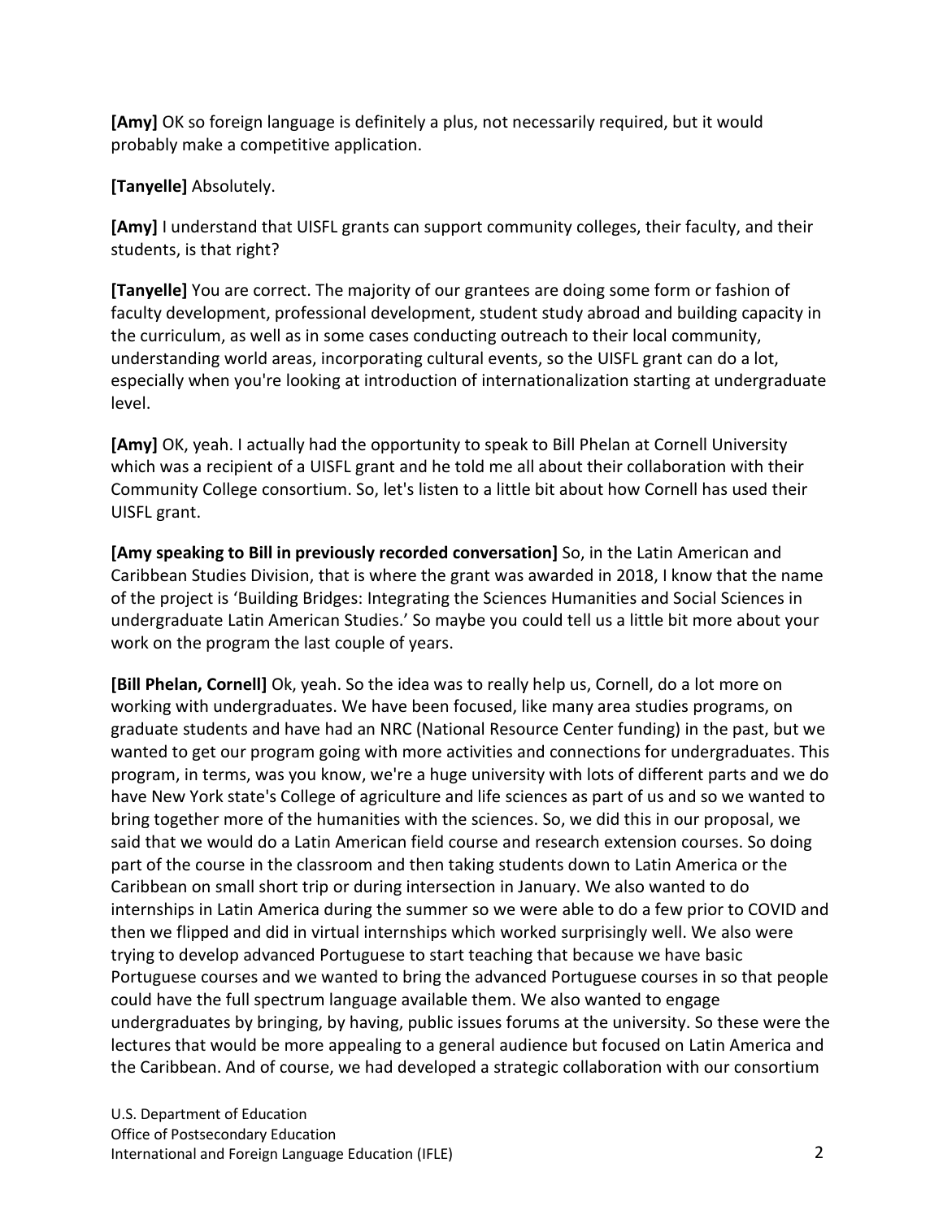**[Amy]** OK so foreign language is definitely a plus, not necessarily required, but it would probably make a competitive application.

**[Tanyelle]** Absolutely.

**[Amy]** I understand that UISFL grants can support community colleges, their faculty, and their students, is that right?

**[Tanyelle]** You are correct. The majority of our grantees are doing some form or fashion of faculty development, professional development, student study abroad and building capacity in the curriculum, as well as in some cases conducting outreach to their local community, understanding world areas, incorporating cultural events, so the UISFL grant can do a lot, especially when you're looking at introduction of internationalization starting at undergraduate level.

**[Amy]** OK, yeah. I actually had the opportunity to speak to Bill Phelan at Cornell University which was a recipient of a UISFL grant and he told me all about their collaboration with their Community College consortium. So, let's listen to a little bit about how Cornell has used their UISFL grant.

**[Amy speaking to Bill in previously recorded conversation]** So, in the Latin American and Caribbean Studies Division, that is where the grant was awarded in 2018, I know that the name of the project is 'Building Bridges: Integrating the Sciences Humanities and Social Sciences in undergraduate Latin American Studies.' So maybe you could tell us a little bit more about your work on the program the last couple of years.

**[Bill Phelan, Cornell]** Ok, yeah. So the idea was to really help us, Cornell, do a lot more on working with undergraduates. We have been focused, like many area studies programs, on graduate students and have had an NRC (National Resource Center funding) in the past, but we wanted to get our program going with more activities and connections for undergraduates. This program, in terms, was you know, we're a huge university with lots of different parts and we do have New York state's College of agriculture and life sciences as part of us and so we wanted to bring together more of the humanities with the sciences. So, we did this in our proposal, we said that we would do a Latin American field course and research extension courses. So doing part of the course in the classroom and then taking students down to Latin America or the Caribbean on small short trip or during intersection in January. We also wanted to do internships in Latin America during the summer so we were able to do a few prior to COVID and then we flipped and did in virtual internships which worked surprisingly well. We also were trying to develop advanced Portuguese to start teaching that because we have basic Portuguese courses and we wanted to bring the advanced Portuguese courses in so that people could have the full spectrum language available them. We also wanted to engage undergraduates by bringing, by having, public issues forums at the university. So these were the lectures that would be more appealing to a general audience but focused on Latin America and the Caribbean. And of course, we had developed a strategic collaboration with our consortium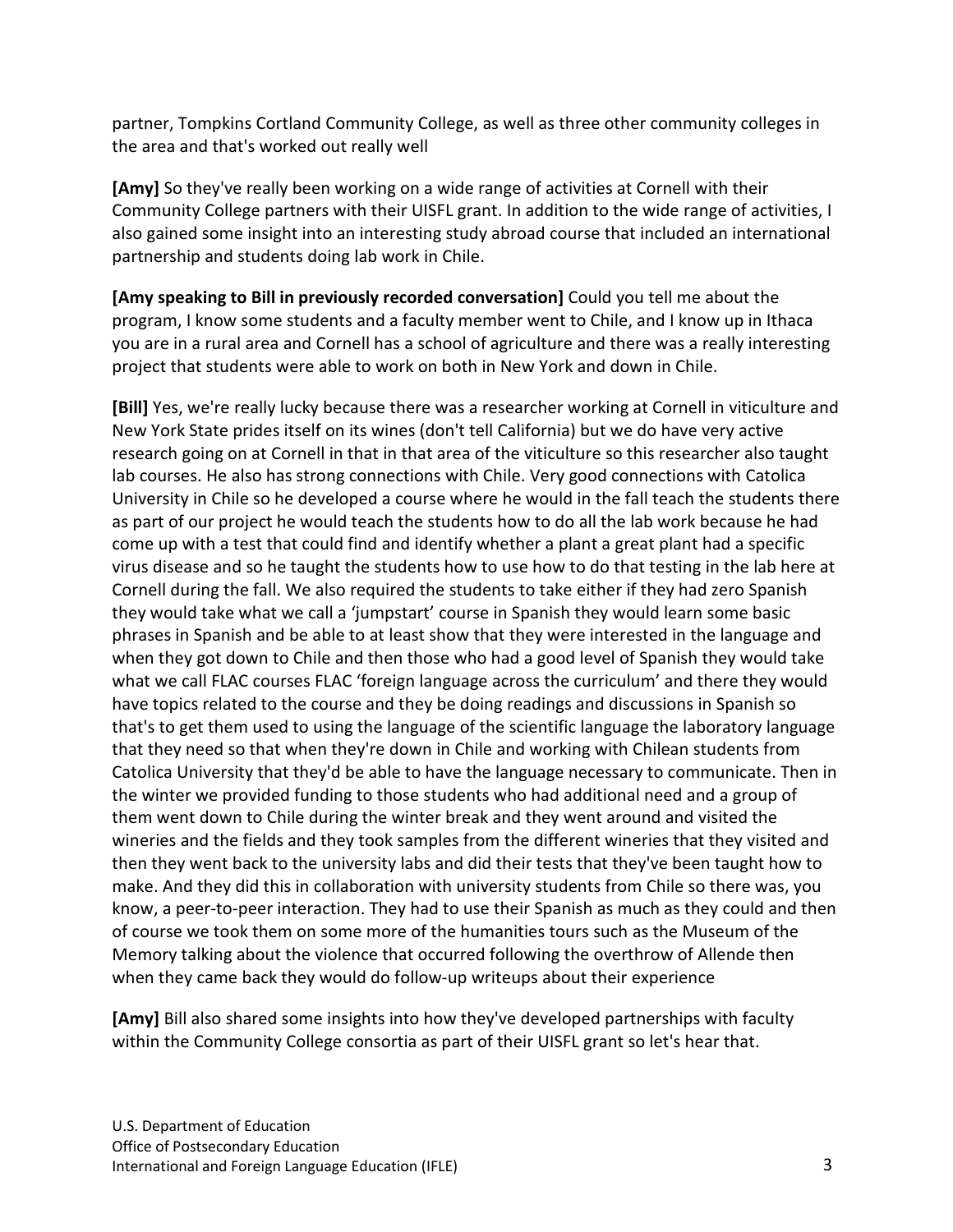partner, Tompkins Cortland Community College, as well as three other community colleges in the area and that's worked out really well

**[Amy]** So they've really been working on a wide range of activities at Cornell with their Community College partners with their UISFL grant. In addition to the wide range of activities, I also gained some insight into an interesting study abroad course that included an international partnership and students doing lab work in Chile.

**[Amy speaking to Bill in previously recorded conversation]** Could you tell me about the program, I know some students and a faculty member went to Chile, and I know up in Ithaca you are in a rural area and Cornell has a school of agriculture and there was a really interesting project that students were able to work on both in New York and down in Chile.

**[Bill]** Yes, we're really lucky because there was a researcher working at Cornell in viticulture and New York State prides itself on its wines (don't tell California) but we do have very active research going on at Cornell in that in that area of the viticulture so this researcher also taught lab courses. He also has strong connections with Chile. Very good connections with Catolica University in Chile so he developed a course where he would in the fall teach the students there as part of our project he would teach the students how to do all the lab work because he had come up with a test that could find and identify whether a plant a great plant had a specific virus disease and so he taught the students how to use how to do that testing in the lab here at Cornell during the fall. We also required the students to take either if they had zero Spanish they would take what we call a 'jumpstart' course in Spanish they would learn some basic phrases in Spanish and be able to at least show that they were interested in the language and when they got down to Chile and then those who had a good level of Spanish they would take what we call FLAC courses FLAC 'foreign language across the curriculum' and there they would have topics related to the course and they be doing readings and discussions in Spanish so that's to get them used to using the language of the scientific language the laboratory language that they need so that when they're down in Chile and working with Chilean students from Catolica University that they'd be able to have the language necessary to communicate. Then in the winter we provided funding to those students who had additional need and a group of them went down to Chile during the winter break and they went around and visited the wineries and the fields and they took samples from the different wineries that they visited and then they went back to the university labs and did their tests that they've been taught how to make. And they did this in collaboration with university students from Chile so there was, you know, a peer-to-peer interaction. They had to use their Spanish as much as they could and then of course we took them on some more of the humanities tours such as the Museum of the Memory talking about the violence that occurred following the overthrow of Allende then when they came back they would do follow-up writeups about their experience

**[Amy]** Bill also shared some insights into how they've developed partnerships with faculty within the Community College consortia as part of their UISFL grant so let's hear that.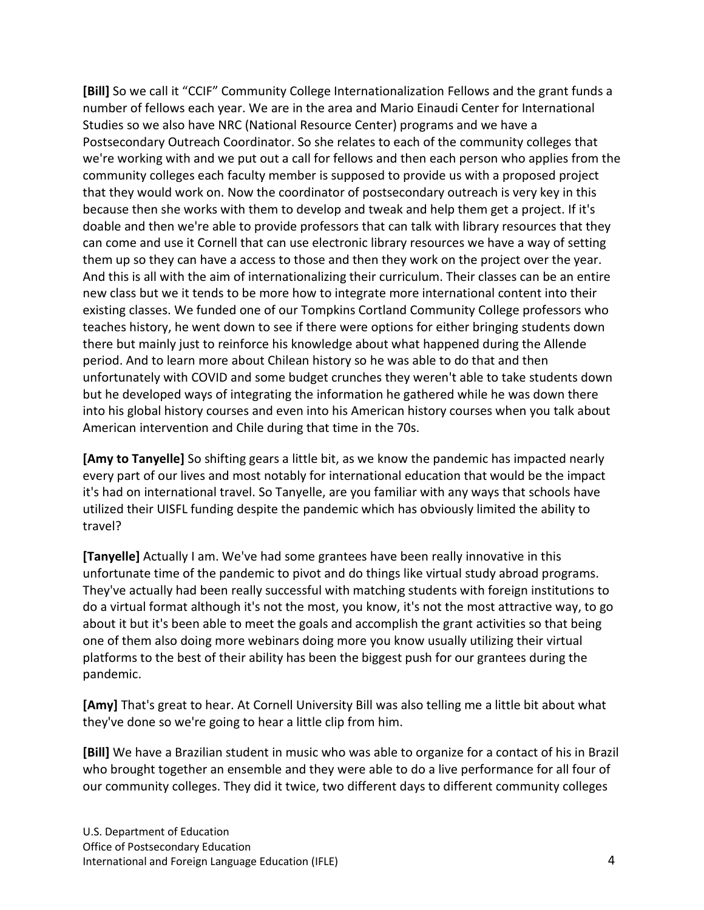**[Bill]** So we call it "CCIF" Community College Internationalization Fellows and the grant funds a number of fellows each year. We are in the area and Mario Einaudi Center for International Studies so we also have NRC (National Resource Center) programs and we have a Postsecondary Outreach Coordinator. So she relates to each of the community colleges that we're working with and we put out a call for fellows and then each person who applies from the community colleges each faculty member is supposed to provide us with a proposed project that they would work on. Now the coordinator of postsecondary outreach is very key in this because then she works with them to develop and tweak and help them get a project. If it's doable and then we're able to provide professors that can talk with library resources that they can come and use it Cornell that can use electronic library resources we have a way of setting them up so they can have a access to those and then they work on the project over the year. And this is all with the aim of internationalizing their curriculum. Their classes can be an entire new class but we it tends to be more how to integrate more international content into their existing classes. We funded one of our Tompkins Cortland Community College professors who teaches history, he went down to see if there were options for either bringing students down there but mainly just to reinforce his knowledge about what happened during the Allende period. And to learn more about Chilean history so he was able to do that and then unfortunately with COVID and some budget crunches they weren't able to take students down but he developed ways of integrating the information he gathered while he was down there into his global history courses and even into his American history courses when you talk about American intervention and Chile during that time in the 70s.

**[Amy to Tanyelle]** So shifting gears a little bit, as we know the pandemic has impacted nearly every part of our lives and most notably for international education that would be the impact it's had on international travel. So Tanyelle, are you familiar with any ways that schools have utilized their UISFL funding despite the pandemic which has obviously limited the ability to travel?

**[Tanyelle]** Actually I am. We've had some grantees have been really innovative in this unfortunate time of the pandemic to pivot and do things like virtual study abroad programs. They've actually had been really successful with matching students with foreign institutions to do a virtual format although it's not the most, you know, it's not the most attractive way, to go about it but it's been able to meet the goals and accomplish the grant activities so that being one of them also doing more webinars doing more you know usually utilizing their virtual platforms to the best of their ability has been the biggest push for our grantees during the pandemic.

**[Amy]** That's great to hear. At Cornell University Bill was also telling me a little bit about what they've done so we're going to hear a little clip from him.

**[Bill]** We have a Brazilian student in music who was able to organize for a contact of his in Brazil who brought together an ensemble and they were able to do a live performance for all four of our community colleges. They did it twice, two different days to different community colleges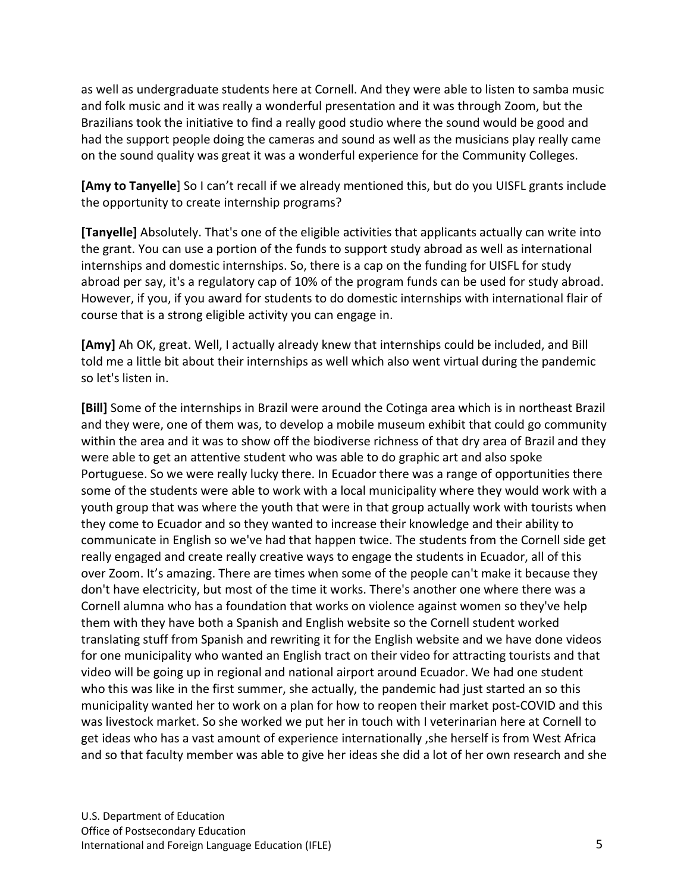as well as undergraduate students here at Cornell. And they were able to listen to samba music and folk music and it was really a wonderful presentation and it was through Zoom, but the Brazilians took the initiative to find a really good studio where the sound would be good and had the support people doing the cameras and sound as well as the musicians play really came on the sound quality was great it was a wonderful experience for the Community Colleges.

**[Amy to Tanyelle**] So I can't recall if we already mentioned this, but do you UISFL grants include the opportunity to create internship programs?

**[Tanyelle]** Absolutely. That's one of the eligible activities that applicants actually can write into the grant. You can use a portion of the funds to support study abroad as well as international internships and domestic internships. So, there is a cap on the funding for UISFL for study abroad per say, it's a regulatory cap of 10% of the program funds can be used for study abroad. However, if you, if you award for students to do domestic internships with international flair of course that is a strong eligible activity you can engage in.

**[Amy]** Ah OK, great. Well, I actually already knew that internships could be included, and Bill told me a little bit about their internships as well which also went virtual during the pandemic so let's listen in.

**[Bill]** Some of the internships in Brazil were around the Cotinga area which is in northeast Brazil and they were, one of them was, to develop a mobile museum exhibit that could go community within the area and it was to show off the biodiverse richness of that dry area of Brazil and they were able to get an attentive student who was able to do graphic art and also spoke Portuguese. So we were really lucky there. In Ecuador there was a range of opportunities there some of the students were able to work with a local municipality where they would work with a youth group that was where the youth that were in that group actually work with tourists when they come to Ecuador and so they wanted to increase their knowledge and their ability to communicate in English so we've had that happen twice. The students from the Cornell side get really engaged and create really creative ways to engage the students in Ecuador, all of this over Zoom. It's amazing. There are times when some of the people can't make it because they don't have electricity, but most of the time it works. There's another one where there was a Cornell alumna who has a foundation that works on violence against women so they've help them with they have both a Spanish and English website so the Cornell student worked translating stuff from Spanish and rewriting it for the English website and we have done videos for one municipality who wanted an English tract on their video for attracting tourists and that video will be going up in regional and national airport around Ecuador. We had one student who this was like in the first summer, she actually, the pandemic had just started an so this municipality wanted her to work on a plan for how to reopen their market post-COVID and this was livestock market. So she worked we put her in touch with I veterinarian here at Cornell to get ideas who has a vast amount of experience internationally ,she herself is from West Africa and so that faculty member was able to give her ideas she did a lot of her own research and she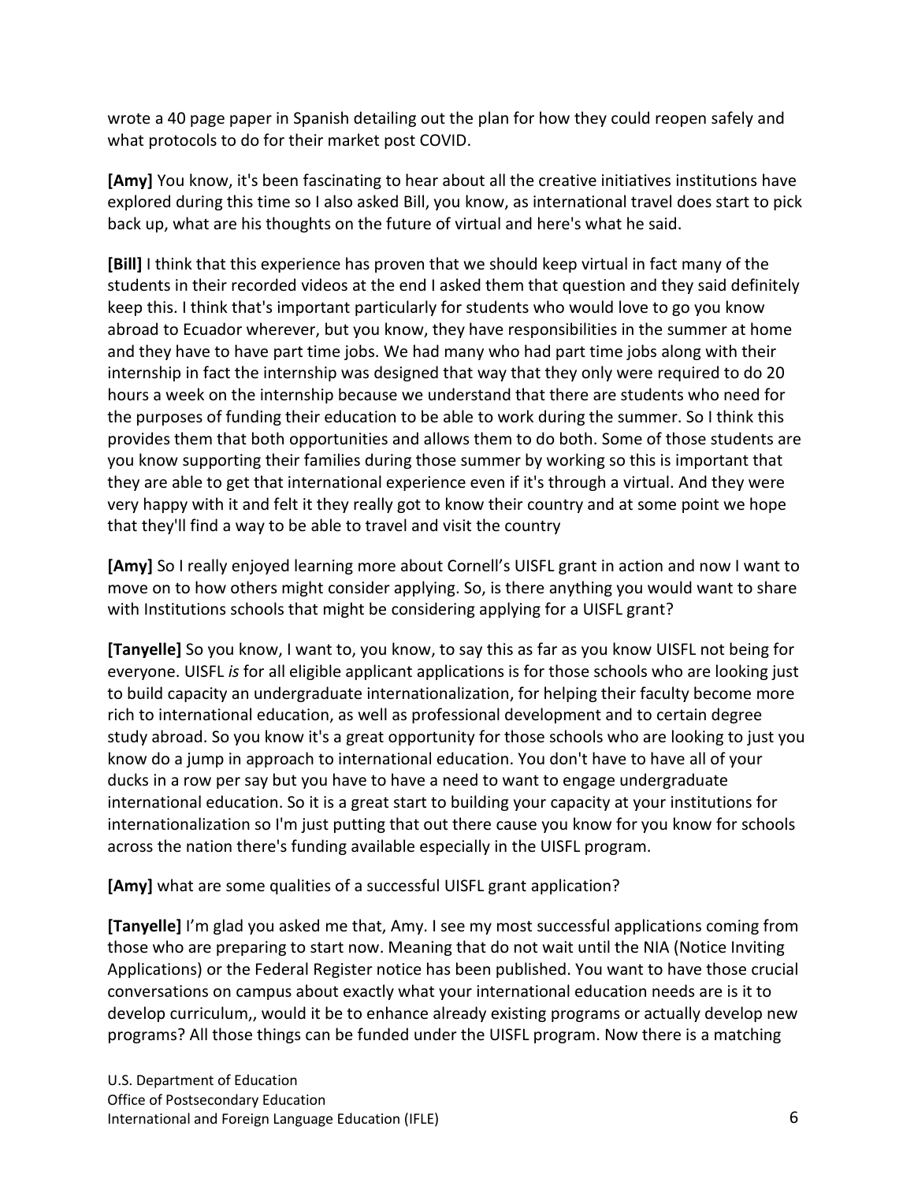wrote a 40 page paper in Spanish detailing out the plan for how they could reopen safely and what protocols to do for their market post COVID.

**[Amy]** You know, it's been fascinating to hear about all the creative initiatives institutions have explored during this time so I also asked Bill, you know, as international travel does start to pick back up, what are his thoughts on the future of virtual and here's what he said.

**[Bill]** I think that this experience has proven that we should keep virtual in fact many of the students in their recorded videos at the end I asked them that question and they said definitely keep this. I think that's important particularly for students who would love to go you know abroad to Ecuador wherever, but you know, they have responsibilities in the summer at home and they have to have part time jobs. We had many who had part time jobs along with their internship in fact the internship was designed that way that they only were required to do 20 hours a week on the internship because we understand that there are students who need for the purposes of funding their education to be able to work during the summer. So I think this provides them that both opportunities and allows them to do both. Some of those students are you know supporting their families during those summer by working so this is important that they are able to get that international experience even if it's through a virtual. And they were very happy with it and felt it they really got to know their country and at some point we hope that they'll find a way to be able to travel and visit the country

**[Amy]** So I really enjoyed learning more about Cornell's UISFL grant in action and now I want to move on to how others might consider applying. So, is there anything you would want to share with Institutions schools that might be considering applying for a UISFL grant?

**[Tanyelle]** So you know, I want to, you know, to say this as far as you know UISFL not being for everyone. UISFL *is* for all eligible applicant applications is for those schools who are looking just to build capacity an undergraduate internationalization, for helping their faculty become more rich to international education, as well as professional development and to certain degree study abroad. So you know it's a great opportunity for those schools who are looking to just you know do a jump in approach to international education. You don't have to have all of your ducks in a row per say but you have to have a need to want to engage undergraduate international education. So it is a great start to building your capacity at your institutions for internationalization so I'm just putting that out there cause you know for you know for schools across the nation there's funding available especially in the UISFL program.

**[Amy]** what are some qualities of a successful UISFL grant application?

**[Tanyelle]** I'm glad you asked me that, Amy. I see my most successful applications coming from those who are preparing to start now. Meaning that do not wait until the NIA (Notice Inviting Applications) or the Federal Register notice has been published. You want to have those crucial conversations on campus about exactly what your international education needs are is it to develop curriculum,, would it be to enhance already existing programs or actually develop new programs? All those things can be funded under the UISFL program. Now there is a matching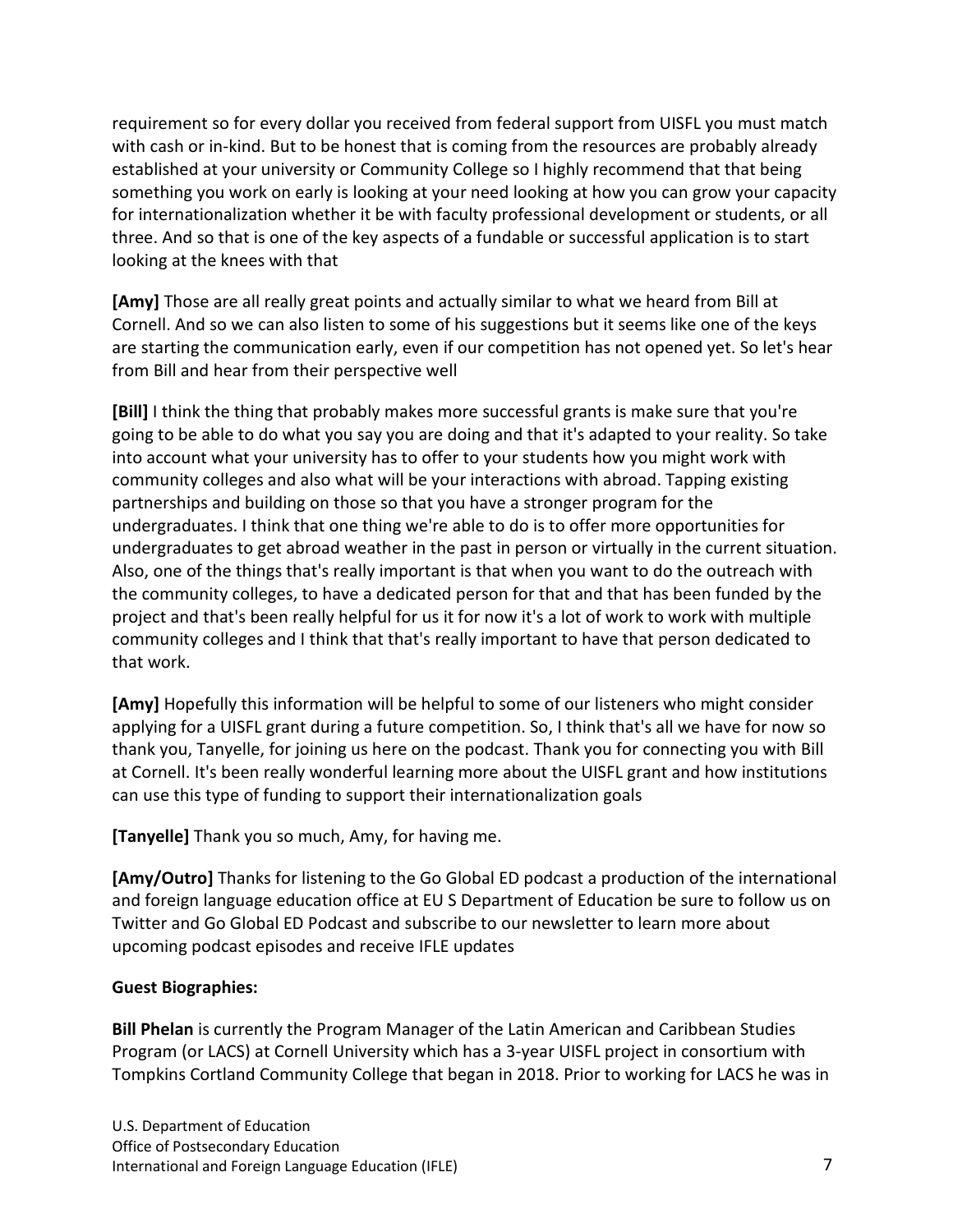requirement so for every dollar you received from federal support from UISFL you must match with cash or in-kind. But to be honest that is coming from the resources are probably already established at your university or Community College so I highly recommend that that being something you work on early is looking at your need looking at how you can grow your capacity for internationalization whether it be with faculty professional development or students, or all three. And so that is one of the key aspects of a fundable or successful application is to start looking at the knees with that

**[Amy]** Those are all really great points and actually similar to what we heard from Bill at Cornell. And so we can also listen to some of his suggestions but it seems like one of the keys are starting the communication early, even if our competition has not opened yet. So let's hear from Bill and hear from their perspective well

**[Bill]** I think the thing that probably makes more successful grants is make sure that you're going to be able to do what you say you are doing and that it's adapted to your reality. So take into account what your university has to offer to your students how you might work with community colleges and also what will be your interactions with abroad. Tapping existing partnerships and building on those so that you have a stronger program for the undergraduates. I think that one thing we're able to do is to offer more opportunities for undergraduates to get abroad weather in the past in person or virtually in the current situation. Also, one of the things that's really important is that when you want to do the outreach with the community colleges, to have a dedicated person for that and that has been funded by the project and that's been really helpful for us it for now it's a lot of work to work with multiple community colleges and I think that that's really important to have that person dedicated to that work.

**[Amy]** Hopefully this information will be helpful to some of our listeners who might consider applying for a UISFL grant during a future competition. So, I think that's all we have for now so thank you, Tanyelle, for joining us here on the podcast. Thank you for connecting you with Bill at Cornell. It's been really wonderful learning more about the UISFL grant and how institutions can use this type of funding to support their internationalization goals

**[Tanyelle]** Thank you so much, Amy, for having me.

**[Amy/Outro]** Thanks for listening to the Go Global ED podcast a production of the international and foreign language education office at EU S Department of Education be sure to follow us on Twitter and Go Global ED Podcast and subscribe to our newsletter to learn more about upcoming podcast episodes and receive IFLE updates

**Guest Biographies:**

**Bill Phelan** is currently the Program Manager of the Latin American and Caribbean Studies Program (or LACS) at Cornell University which has a 3-year UISFL project in consortium with Tompkins Cortland Community College that began in 2018. Prior to working for LACS he was in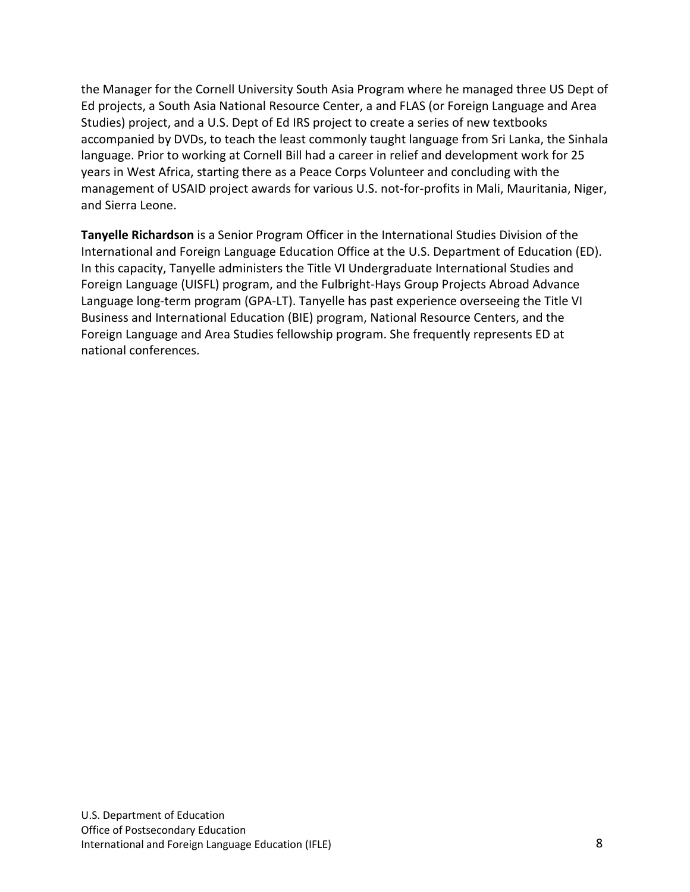the Manager for the Cornell University South Asia Program where he managed three US Dept of Ed projects, a South Asia National Resource Center, a and FLAS (or Foreign Language and Area Studies) project, and a U.S. Dept of Ed IRS project to create a series of new textbooks accompanied by DVDs, to teach the least commonly taught language from Sri Lanka, the Sinhala language. Prior to working at Cornell Bill had a career in relief and development work for 25 years in West Africa, starting there as a Peace Corps Volunteer and concluding with the management of USAID project awards for various U.S. not-for-profits in Mali, Mauritania, Niger, and Sierra Leone.

**Tanyelle Richardson** is a Senior Program Officer in the International Studies Division of the International and Foreign Language Education Office at the U.S. Department of Education (ED). In this capacity, Tanyelle administers the Title VI Undergraduate International Studies and Foreign Language (UISFL) program, and the Fulbright-Hays Group Projects Abroad Advance Language long-term program (GPA-LT). Tanyelle has past experience overseeing the Title VI Business and International Education (BIE) program, National Resource Centers, and the Foreign Language and Area Studies fellowship program. She frequently represents ED at national conferences.